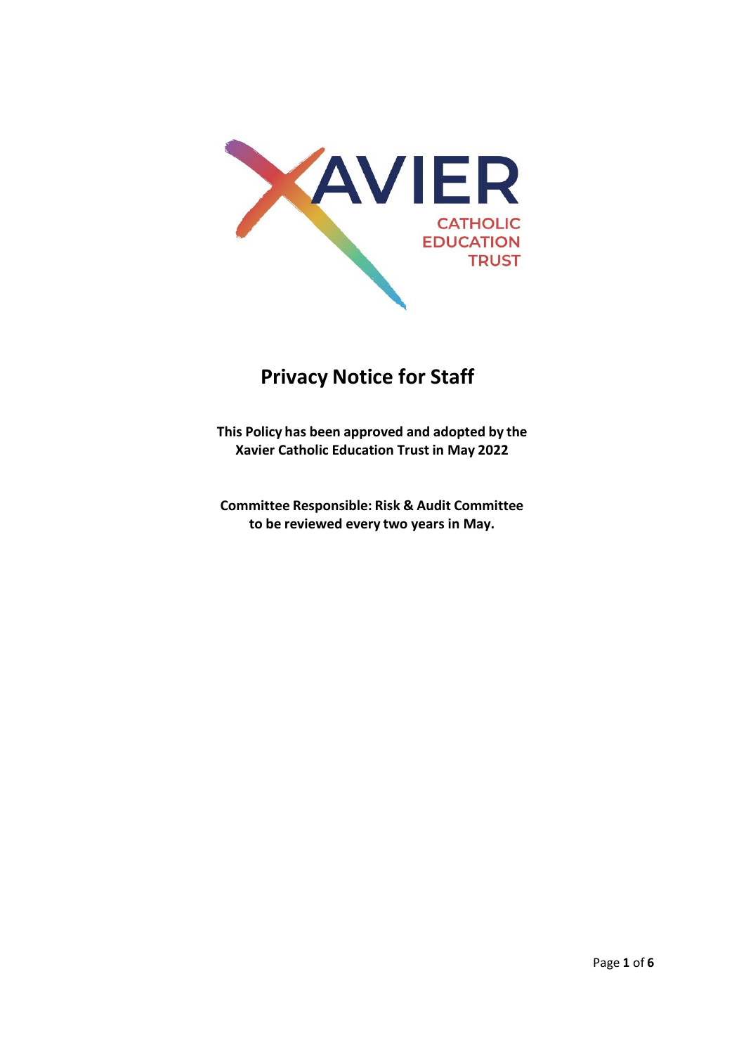XAVIER CATHOLIC EDUCATION TRUST

# Privacy Notice for Staff

**This Policy has been approved and adopted by the Xavier Catholic Education Trust in May 2022**

**Committee Responsible: Risk & Audit Committee to be reviewed every two years in May.**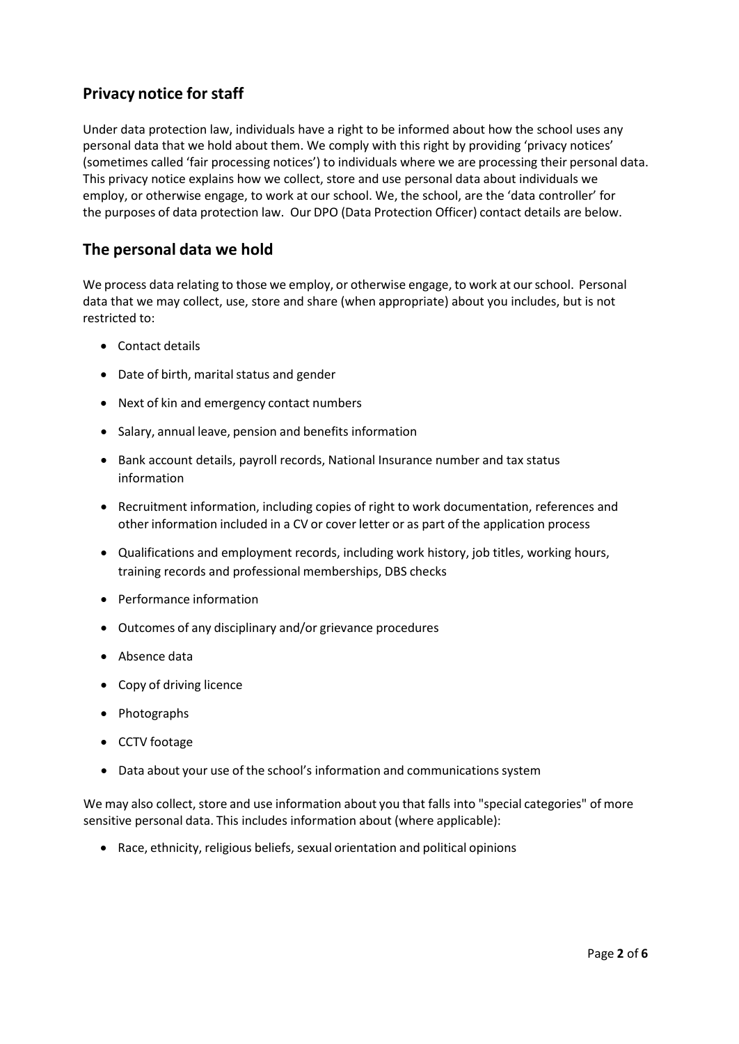## Privacy notice for staff

Under data protection law, individuals have a right to be informed about how the school uses any personal data that we hold about them. We comply with this right by providing 'privacy notices' (sometimes called 'fair processing notices') to individuals where we are processing their personal data. This privacy notice explains how we collect, store and use personal data about individuals we employ, or otherwise engage, to work at our school. We, the school, are the 'data controller' for the purposes of data protection law. Our DPO (Data Protection Officer) contact details are below.

## The personal data we hold

We process data relating to those we employ, or otherwise engage, to work at our school. Personal data that we may collect, use, store and share (when appropriate) about you includes, but is not restricted to:

- Contact details
- Date of birth, marital status and gender
- Next of kin and emergency contact numbers
- Salary, annual leave, pension and benefits information
- Bank account details, payroll records, National Insurance number and tax status information
- Recruitment information, including copies of right to work documentation, references and other information included in a CV or cover letter or as part of the application process
- Qualifications and employment records, including work history, job titles, working hours, training records and professional memberships, DBS checks
- Performance information
- Outcomes of any disciplinary and/or grievance procedures
- Absence data
- Copy of driving licence
- Photographs
- CCTV footage
- Data about your use of the school's information and communications system

We may also collect, store and use information about you that falls into "special categories" of more sensitive personal data. This includes information about (where applicable):

- Race, ethnicity, religious beliefs, sexual orientation and political opinions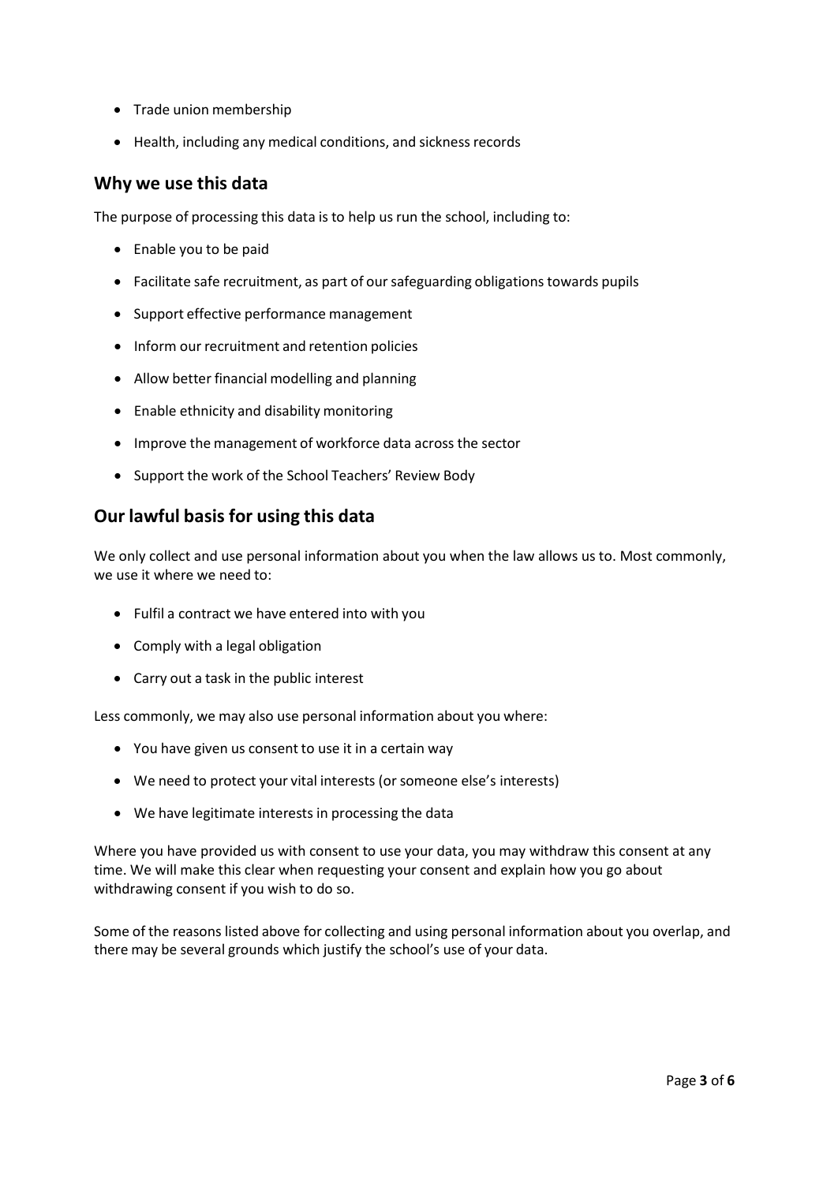- Trade union membership
- Health, including any medical conditions, and sickness records

## Why we use this data

The purpose of processing this data is to help us run the school, including to:

- Enable you to be paid
- Facilitate safe recruitment, as part of our safeguarding obligations towards pupils
- Support effective performance management
- Inform our recruitment and retention policies
- Allow better financial modelling and planning
- Enable ethnicity and disability monitoring
- Improve the management of workforce data across the sector
- Support the work of the School Teachers' Review Body

## Our lawful basis for using this data

We only collect and use personal information about you when the law allows us to. Most commonly, we use it where we need to:

- Fulfil a contract we have entered into with you
- Comply with a legal obligation
- Carry out a task in the public interest

Less commonly, we may also use personal information about you where:

- You have given us consent to use it in a certain way
- We need to protect your vital interests (or someone else's interests)
- We have legitimate interests in processing the data

Where you have provided us with consent to use your data, you may withdraw this consent at any time. We will make this clear when requesting your consent and explain how you go about withdrawing consent if you wish to do so.

Some of the reasons listed above for collecting and using personal information about you overlap, and there may be several grounds which justify the school's use of your data.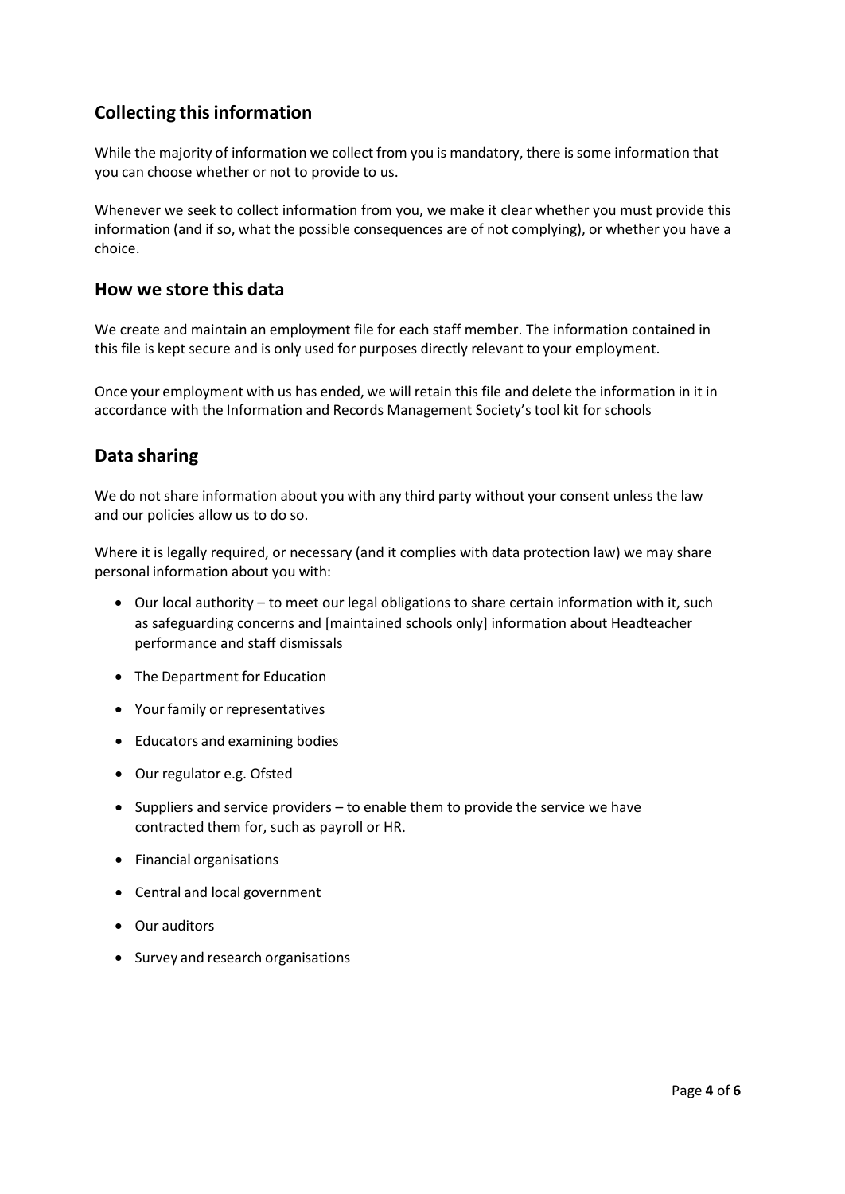## Collecting this information

While the majority of information we collect from you is mandatory, there is some information that you can choose whether or not to provide to us.

Whenever we seek to collect information from you, we make it clear whether you must provide this information (and if so, what the possible consequences are of not complying), or whether you have a choice.

## How we store this data

We create and maintain an employment file for each staff member. The information contained in this file is kept secure and is only used for purposes directly relevant to your employment.

Once your employment with us has ended, we will retain this file and delete the information in it in accordance with the Information and Records Management Society's tool kit for schools

## Data sharing

We do not share information about you with any third party without your consent unless the law and our policies allow us to do so.

Where it is legally required, or necessary (and it complies with data protection law) we may share personal information about you with:

- Our local authority – to meet our legal obligations to share certain information with it, such as safeguarding concerns and [maintained schools only] information about Headteacher performance and staff dismissals
- The Department for Education
- Your family or representatives
- Educators and examining bodies
- Our regulator e.g. Ofsted
- Suppliers and service providers – to enable them to provide the service we have contracted them for, such as payroll or HR.
- Financial organisations
- Central and local government
- Our auditors
- Survey and research organisations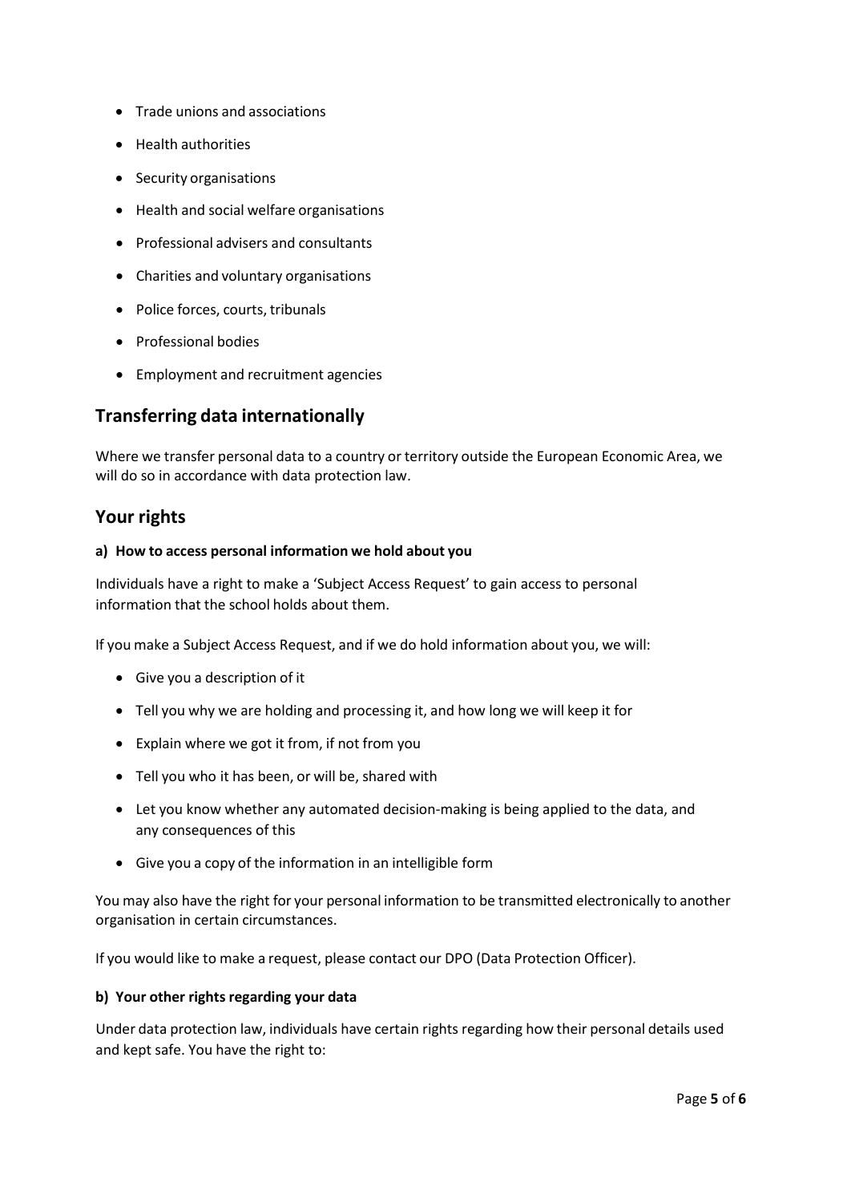- Trade unions and associations
- Health authorities
- Security organisations
- Health and social welfare organisations
- Professional advisers and consultants
- Charities and voluntary organisations
- Police forces, courts, tribunals
- Professional bodies
- Employment and recruitment agencies

## Transferring data internationally

Where we transfer personal data to a country or territory outside the European Economic Area, we will do so in accordance with data protection law.

## Your rights

#### a) How to access personal information we hold about you

Individuals have a right to make a 'Subject Access Request' to gain access to personal information that the school holds about them.

If you make a Subject Access Request, and if we do hold information about you, we will:

- Give you a description of it
- Tell you why we are holding and processing it, and how long we will keep it for
- Explain where we got it from, if not from you
- Tell you who it has been, or will be, shared with
- Let you know whether any automated decision-making is being applied to the data, and any consequences of this
- Give you a copy of the information in an intelligible form

You may also have the right for your personal information to be transmitted electronically to another organisation in certain circumstances.

If you would like to make a request, please contact our DPO (Data Protection Officer).

#### b) Your other rights regarding your data

Under data protection law, individuals have certain rights regarding how their personal details used and kept safe. You have the right to: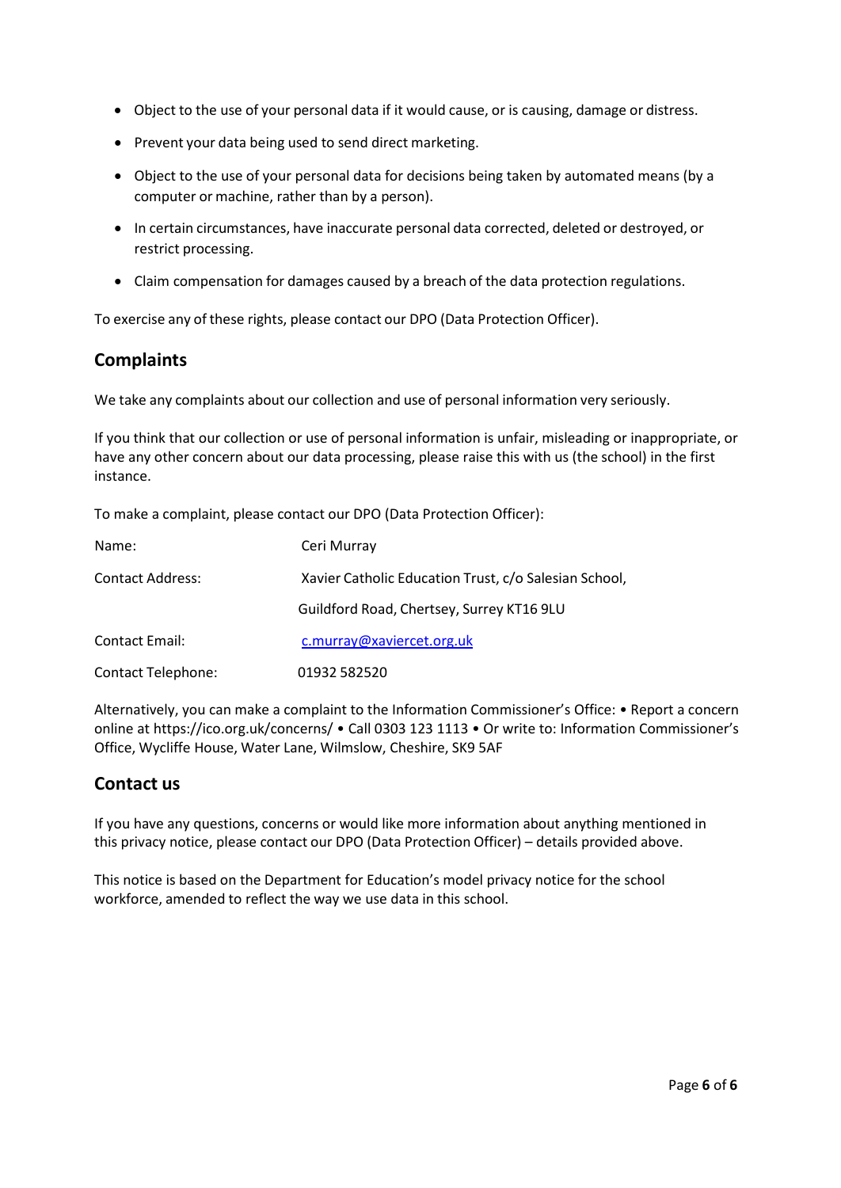- Object to the use of your personal data if it would cause, or is causing, damage or distress.
- Prevent your data being used to send direct marketing.
- Object to the use of your personal data for decisions being taken by automated means (by a computer or machine, rather than by a person).
- In certain circumstances, have inaccurate personal data corrected, deleted or destroyed, or restrict processing.
- Claim compensation for damages caused by a breach of the data protection regulations.

To exercise any of these rights, please contact our DPO (Data Protection Officer).

## Complaints

We take any complaints about our collection and use of personal information very seriously.

If you think that our collection or use of personal information is unfair, misleading or inappropriate, or have any other concern about our data processing, please raise this with us (the school) in the first instance.

To make a complaint, please contact our DPO (Data Protection Officer):

| | |
|---|---|
| Name: | Ceri Murray |
| Contact Address: | Xavier Catholic Education Trust, c/o Salesian School, |
| | Guildford Road, Chertsey, Surrey KT16 9LU |
| Contact Email: | c.murray@xaviercet.org.uk |
| Contact Telephone: | 01932 582520 |

Alternatively, you can make a complaint to the Information Commissioner's Office: • Report a concern online at https://ico.org.uk/concerns/ • Call 0303 123 1113 • Or write to: Information Commissioner's Office, Wycliffe House, Water Lane, Wilmslow, Cheshire, SK9 5AF

## Contact us

If you have any questions, concerns or would like more information about anything mentioned in this privacy notice, please contact our DPO (Data Protection Officer) – details provided above.

This notice is based on the Department for Education's model privacy notice for the school workforce, amended to reflect the way we use data in this school.